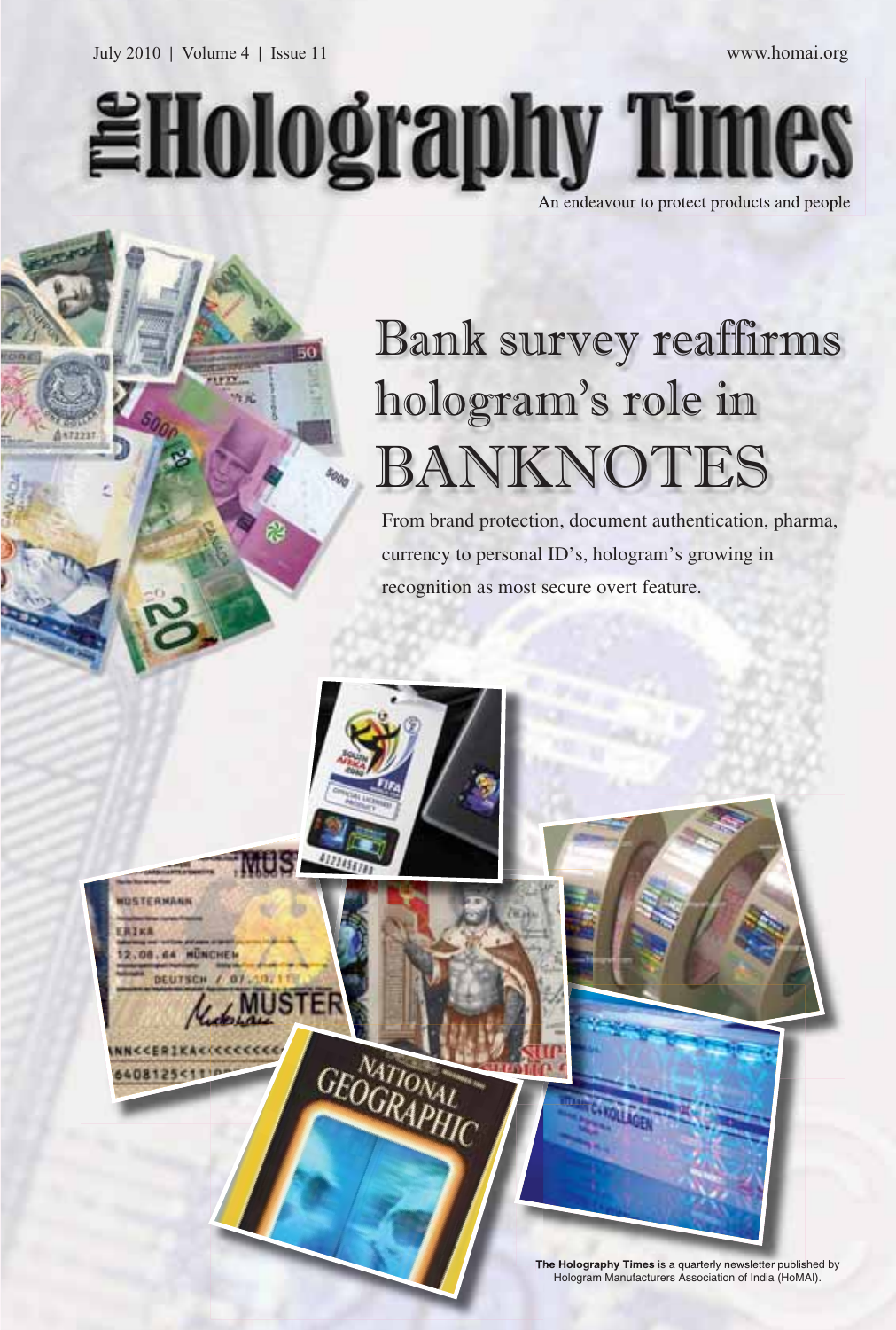July 2010 | Volume 4 | Issue 11

www.homai.org

# The Holography Times

An endeavour to protect products and people

## Bank survey reaffirms hologram's role in BANKNOTES

From brand protection, document authentication, pharma, currency to personal ID's, hologram's growing in recognition as most secure overt feature.

**The Holography Times** is a quarterly newsletter published by Hologram Manufacturers Association of India (HoMAI).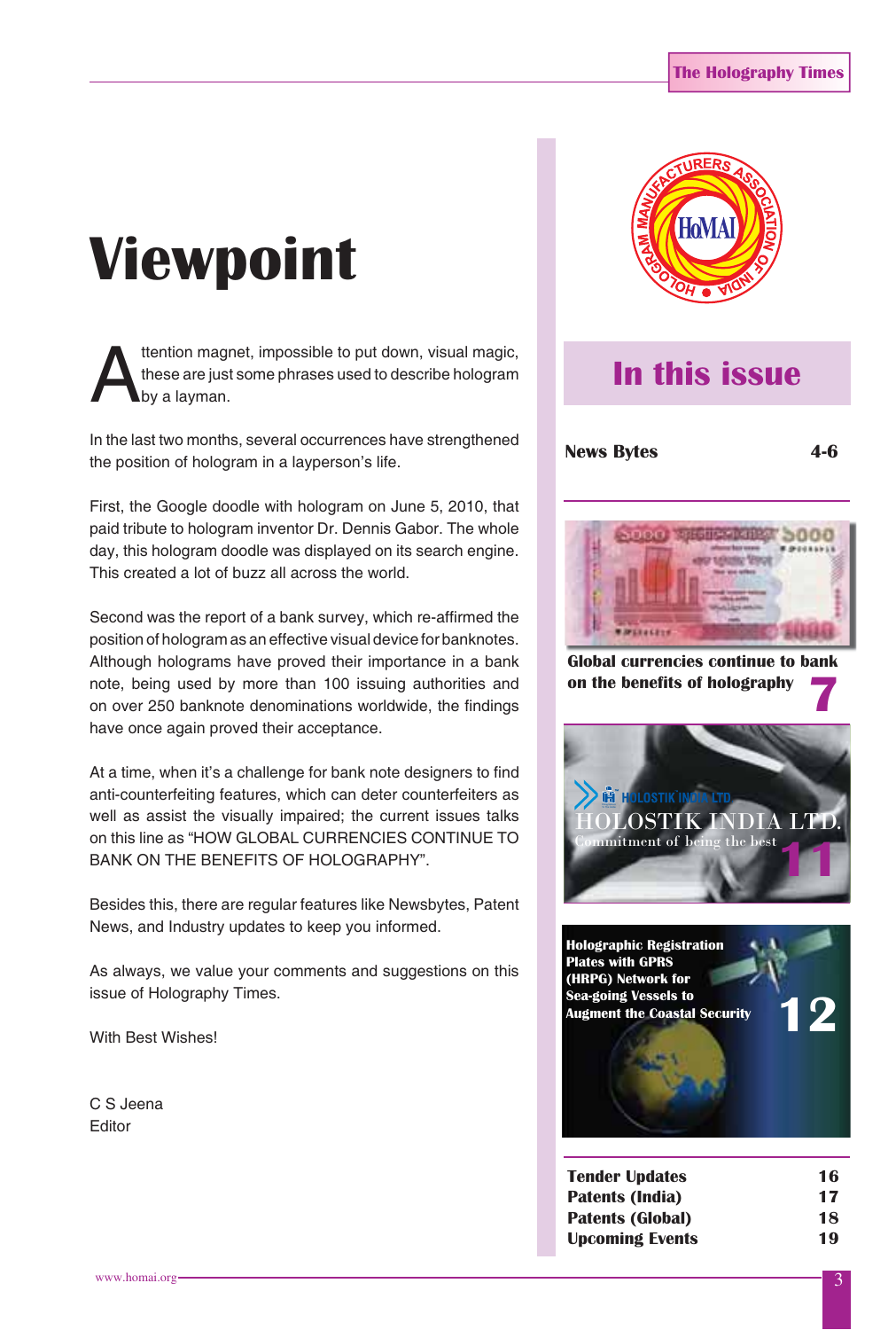# Viewpoint

Attention magnet, impossible to put down, visual magic, these are just some phrases used to describe hologram by a layman.

In the last two months, several occurrences have strengthened the position of hologram in a layperson's life.

First, the Google doodle with hologram on June 5, 2010, that paid tribute to hologram inventor Dr. Dennis Gabor. The whole day, this hologram doodle was displayed on its search engine. This created a lot of buzz all across the world.

Second was the report of a bank survey, which re-affirmed the position of hologram as an effective visual device for banknotes. Although holograms have proved their importance in a bank note, being used by more than 100 issuing authorities and on over 250 banknote denominations worldwide, the findings have once again proved their acceptance.

At a time, when it's a challenge for bank note designers to find anti-counterfeiting features, which can deter counterfeiters as well as assist the visually impaired; the current issues talks on this line as "HOW GLOBAL CURRENCIES CONTINUE TO BANK ON THE BENEFITS OF HOLOGRAPHY".

Besides this, there are regular features like Newsbytes, Patent News, and Industry updates to keep you informed.

As always, we value your comments and suggestions on this issue of Holography Times.

With Best Wishes!

C S Jeena
Editor

## In this issue

**News Bytes** 4-6

**Global currencies continue to bank on the benefits of holography** 7

**HOLOSTIK INDIA LTD.** Commitment of being the best 11

**Holographic Registration Plates with GPRS (HRPG) Network for Sea-going Vessels to Augment the Coastal Security** 12

| | |
|---|---|
| **Tender Updates** | 16 |
| **Patents (India)** | 17 |
| **Patents (Global)** | 18 |
| **Upcoming Events** | 19 |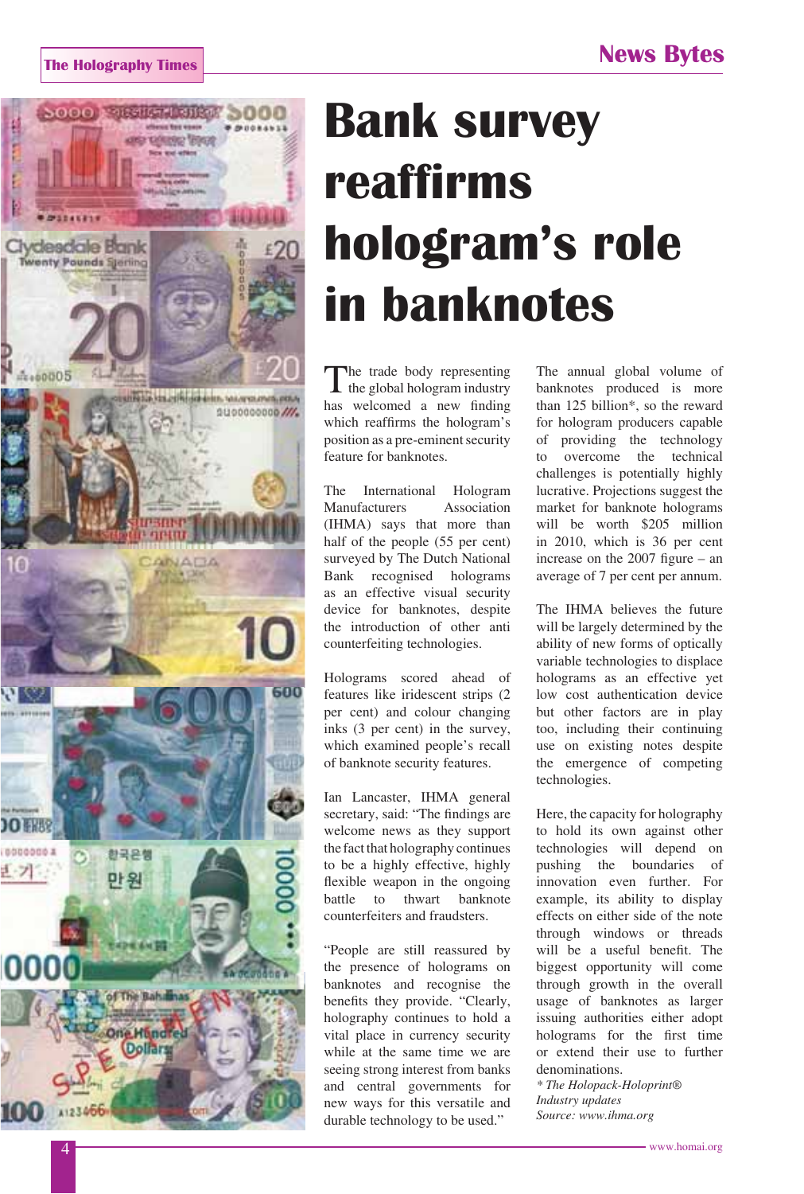# Bank survey reaffirms hologram's role in banknotes

The trade body representing the global hologram industry has welcomed a new finding which reaffirms the hologram's position as a pre-eminent security feature for banknotes.

The International Hologram Manufacturers Association (IHMA) says that more than half of the people (55 per cent) surveyed by The Dutch National Bank recognised holograms as an effective visual security device for banknotes, despite the introduction of other anti counterfeiting technologies.

Holograms scored ahead of features like iridescent strips (2 per cent) and colour changing inks (3 per cent) in the survey, which examined people's recall of banknote security features.

Ian Lancaster, IHMA general secretary, said: "The findings are welcome news as they support the fact that holography continues to be a highly effective, highly flexible weapon in the ongoing battle to thwart banknote counterfeiters and fraudsters.

"People are still reassured by the presence of holograms on banknotes and recognise the benefits they provide. "Clearly, holography continues to hold a vital place in currency security while at the same time we are seeing strong interest from banks and central governments for new ways for this versatile and durable technology to be used."

The annual global volume of banknotes produced is more than 125 billion*, so the reward for hologram producers capable of providing the technology to overcome the technical challenges is potentially highly lucrative. Projections suggest the market for banknote holograms will be worth $205 million in 2010, which is 36 per cent increase on the 2007 figure – an average of 7 per cent per annum.

The IHMA believes the future will be largely determined by the ability of new forms of optically variable technologies to displace holograms as an effective yet low cost authentication device but other factors are in play too, including their continuing use on existing notes despite the emergence of competing technologies.

Here, the capacity for holography to hold its own against other technologies will depend on pushing the boundaries of innovation even further. For example, its ability to display effects on either side of the note through windows or threads will be a useful benefit. The biggest opportunity will come through growth in the overall usage of banknotes as larger issuing authorities either adopt holograms for the first time or extend their use to further denominations.

*\* The Holopack-Holoprint® Industry updates*

*Source: www.ihma.org*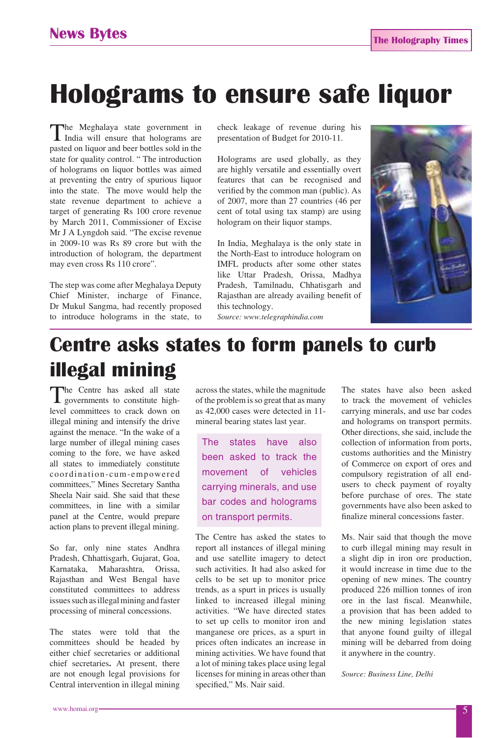# Holograms to ensure safe liquor

The Meghalaya state government in India will ensure that holograms are pasted on liquor and beer bottles sold in the state for quality control. " The introduction of holograms on liquor bottles was aimed at preventing the entry of spurious liquor into the state. The move would help the state revenue department to achieve a target of generating Rs 100 crore revenue by March 2011, Commissioner of Excise Mr J A Lyngdoh said. "The excise revenue in 2009-10 was Rs 89 crore but with the introduction of hologram, the department may even cross Rs 110 crore".

The step was come after Meghalaya Deputy Chief Minister, incharge of Finance, Dr Mukul Sangma, had recently proposed to introduce holograms in the state, to check leakage of revenue during his presentation of Budget for 2010-11.

Holograms are used globally, as they are highly versatile and essentially overt features that can be recognised and verified by the common man (public). As of 2007, more than 27 countries (46 per cent of total using tax stamp) are using hologram on their liquor stamps.

In India, Meghalaya is the only state in the North-East to introduce hologram on IMFL products after some other states like Uttar Pradesh, Orissa, Madhya Pradesh, Tamilnadu, Chhatisgarh and Rajasthan are already availing benefit of this technology.

*Source: www.telegraphindia.com*

# Centre asks states to form panels to curb illegal mining

The Centre has asked all state governments to constitute high-level committees to crack down on illegal mining and intensify the drive against the menace. "In the wake of a large number of illegal mining cases coming to the fore, we have asked all states to immediately constitute coordination-cum-empowered committees," Mines Secretary Santha Sheela Nair said. She said that these committees, in line with a similar panel at the Centre, would prepare action plans to prevent illegal mining.

So far, only nine states Andhra Pradesh, Chhattisgarh, Gujarat, Goa, Karnataka, Maharashtra, Orissa, Rajasthan and West Bengal have constituted committees to address issues such as illegal mining and faster processing of mineral concessions.

The states were told that the committees should be headed by either chief secretaries or additional chief secretaries**.** At present, there are not enough legal provisions for Central intervention in illegal mining across the states, while the magnitude of the problem is so great that as many as 42,000 cases were detected in 11-mineral bearing states last year.

> The states have also been asked to track the movement of vehicles carrying minerals, and use bar codes and holograms on transport permits.

The Centre has asked the states to report all instances of illegal mining and use satellite imagery to detect such activities. It had also asked for cells to be set up to monitor price trends, as a spurt in prices is usually linked to increased illegal mining activities. "We have directed states to set up cells to monitor iron and manganese ore prices, as a spurt in prices often indicates an increase in mining activities. We have found that a lot of mining takes place using legal licenses for mining in areas other than specified," Ms. Nair said.

The states have also been asked to track the movement of vehicles carrying minerals, and use bar codes and holograms on transport permits. Other directions, she said, include the collection of information from ports, customs authorities and the Ministry of Commerce on export of ores and compulsory registration of all end-users to check payment of royalty before purchase of ores. The state governments have also been asked to finalize mineral concessions faster.

Ms. Nair said that though the move to curb illegal mining may result in a slight dip in iron ore production, it would increase in time due to the opening of new mines. The country produced 226 million tonnes of iron ore in the last fiscal. Meanwhile, a provision that has been added to the new mining legislation states that anyone found guilty of illegal mining will be debarred from doing it anywhere in the country.

*Source: Business Line, Delhi*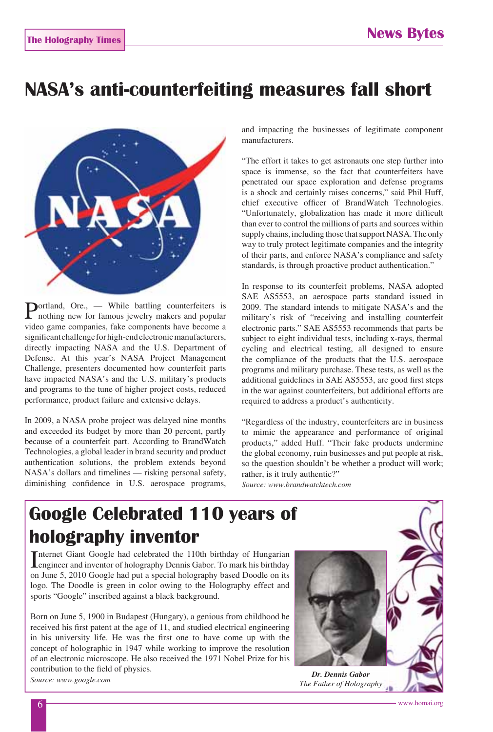# NASA's anti-counterfeiting measures fall short

Portland, Ore., — While battling counterfeiters is nothing new for famous jewelry makers and popular video game companies, fake components have become a significant challenge for high-end electronic manufacturers, directly impacting NASA and the U.S. Department of Defense. At this year's NASA Project Management Challenge, presenters documented how counterfeit parts have impacted NASA's and the U.S. military's products and programs to the tune of higher project costs, reduced performance, product failure and extensive delays.

In 2009, a NASA probe project was delayed nine months and exceeded its budget by more than 20 percent, partly because of a counterfeit part. According to BrandWatch Technologies, a global leader in brand security and product authentication solutions, the problem extends beyond NASA's dollars and timelines — risking personal safety, diminishing confidence in U.S. aerospace programs, and impacting the businesses of legitimate component manufacturers.

"The effort it takes to get astronauts one step further into space is immense, so the fact that counterfeiters have penetrated our space exploration and defense programs is a shock and certainly raises concerns," said Phil Huff, chief executive officer of BrandWatch Technologies. "Unfortunately, globalization has made it more difficult than ever to control the millions of parts and sources within supply chains, including those that support NASA. The only way to truly protect legitimate companies and the integrity of their parts, and enforce NASA's compliance and safety standards, is through proactive product authentication."

In response to its counterfeit problems, NASA adopted SAE AS5553, an aerospace parts standard issued in 2009. The standard intends to mitigate NASA's and the military's risk of "receiving and installing counterfeit electronic parts." SAE AS5553 recommends that parts be subject to eight individual tests, including x-rays, thermal cycling and electrical testing, all designed to ensure the compliance of the products that the U.S. aerospace programs and military purchase. These tests, as well as the additional guidelines in SAE AS5553, are good first steps in the war against counterfeiters, but additional efforts are required to address a product's authenticity.

"Regardless of the industry, counterfeiters are in business to mimic the appearance and performance of original products," added Huff. "Their fake products undermine the global economy, ruin businesses and put people at risk, so the question shouldn't be whether a product will work; rather, is it truly authentic?"

*Source: www.brandwatchtech.com*

# Google Celebrated 110 years of holography inventor

Internet Giant Google had celebrated the 110th birthday of Hungarian engineer and inventor of holography Dennis Gabor. To mark his birthday on June 5, 2010 Google had put a special holography based Doodle on its logo. The Doodle is green in color owing to the Holography effect and sports "Google" inscribed against a black background.

Born on June 5, 1900 in Budapest (Hungary), a genious from childhood he received his first patent at the age of 11, and studied electrical engineering in his university life. He was the first one to have come up with the concept of holographic in 1947 while working to improve the resolution of an electronic microscope. He also received the 1971 Nobel Prize for his contribution to the field of physics.

*Source: www.google.com*

***Dr. Dennis Gabor***
*The Father of Holography*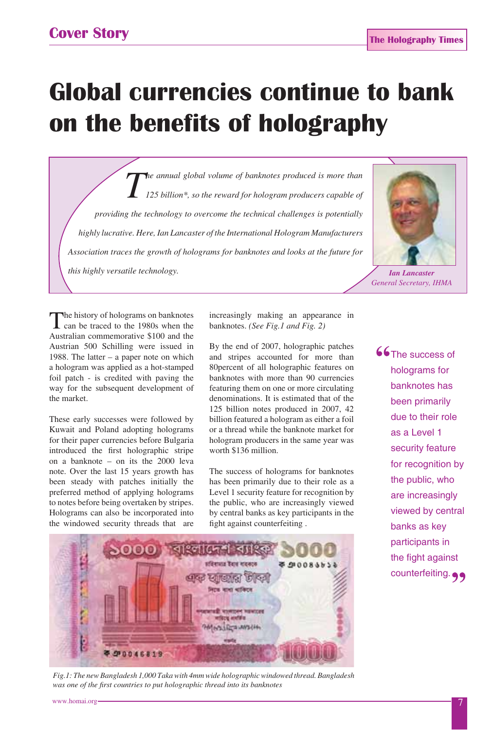## Cover Story

# Global currencies continue to bank on the benefits of holography

*The annual global volume of banknotes produced is more than 125 billion\*, so the reward for hologram producers capable of providing the technology to overcome the technical challenges is potentially highly lucrative. Here, Ian Lancaster of the International Hologram Manufacturers Association traces the growth of holograms for banknotes and looks at the future for this highly versatile technology.*

***Ian Lancaster***
*General Secretary, IHMA*

The history of holograms on banknotes can be traced to the 1980s when the Australian commemorative $100 and the Austrian 500 Schilling were issued in 1988. The latter – a paper note on which a hologram was applied as a hot-stamped foil patch - is credited with paving the way for the subsequent development of the market.

These early successes were followed by Kuwait and Poland adopting holograms for their paper currencies before Bulgaria introduced the first holographic stripe on a banknote – on its the 2000 leva note. Over the last 15 years growth has been steady with patches initially the preferred method of applying holograms to notes before being overtaken by stripes. Holograms can also be incorporated into the windowed security threads that are increasingly making an appearance in banknotes. *(See Fig.1 and Fig. 2)*

By the end of 2007, holographic patches and stripes accounted for more than 80percent of all holographic features on banknotes with more than 90 currencies featuring them on one or more circulating denominations. It is estimated that of the 125 billion notes produced in 2007, 42 billion featured a hologram as either a foil or a thread while the banknote market for hologram producers in the same year was worth $136 million.

The success of holograms for banknotes has been primarily due to their role as a Level 1 security feature for recognition by the public, who are increasingly viewed by central banks as key participants in the fight against counterfeiting .

> "The success of holograms for banknotes has been primarily due to their role as a Level 1 security feature for recognition by the public, who are increasingly viewed by central banks as key participants in the fight against counterfeiting."

*Fig.1: The new Bangladesh 1,000 Taka with 4mm wide holographic windowed thread. Bangladesh was one of the first countries to put holographic thread into its banknotes*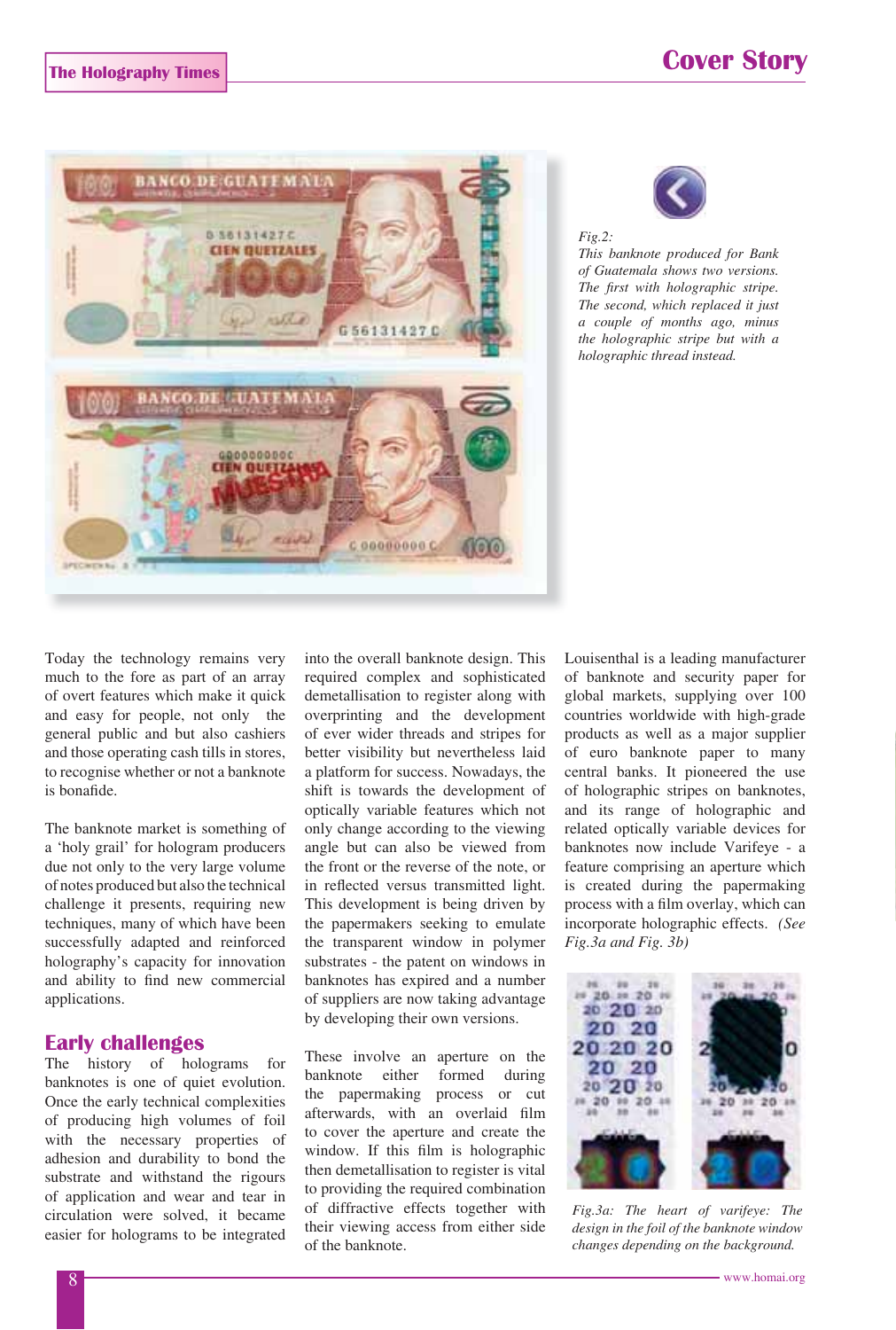*Fig.2:*
*This banknote produced for Bank of Guatemala shows two versions. The first with holographic stripe. The second, which replaced it just a couple of months ago, minus the holographic stripe but with a holographic thread instead.*

Today the technology remains very much to the fore as part of an array of overt features which make it quick and easy for people, not only the general public and but also cashiers and those operating cash tills in stores, to recognise whether or not a banknote is bonafide.

The banknote market is something of a 'holy grail' for hologram producers due not only to the very large volume of notes produced but also the technical challenge it presents, requiring new techniques, many of which have been successfully adapted and reinforced holography's capacity for innovation and ability to find new commercial applications.

## Early challenges

The history of holograms for banknotes is one of quiet evolution. Once the early technical complexities of producing high volumes of foil with the necessary properties of adhesion and durability to bond the substrate and withstand the rigours of application and wear and tear in circulation were solved, it became easier for holograms to be integrated into the overall banknote design. This required complex and sophisticated demetallisation to register along with overprinting and the development of ever wider threads and stripes for better visibility but nevertheless laid a platform for success. Nowadays, the shift is towards the development of optically variable features which not only change according to the viewing angle but can also be viewed from the front or the reverse of the note, or in reflected versus transmitted light. This development is being driven by the papermakers seeking to emulate the transparent window in polymer substrates - the patent on windows in banknotes has expired and a number of suppliers are now taking advantage by developing their own versions.

These involve an aperture on the banknote either formed during the papermaking process or cut afterwards, with an overlaid film to cover the aperture and create the window. If this film is holographic then demetallisation to register is vital to providing the required combination of diffractive effects together with their viewing access from either side of the banknote.

Louisenthal is a leading manufacturer of banknote and security paper for global markets, supplying over 100 countries worldwide with high-grade products as well as a major supplier of euro banknote paper to many central banks. It pioneered the use of holographic stripes on banknotes, and its range of holographic and related optically variable devices for banknotes now include Varifeye - a feature comprising an aperture which is created during the papermaking process with a film overlay, which can incorporate holographic effects. *(See Fig.3a and Fig. 3b)*

*Fig.3a: The heart of varifeye: The design in the foil of the banknote window changes depending on the background.*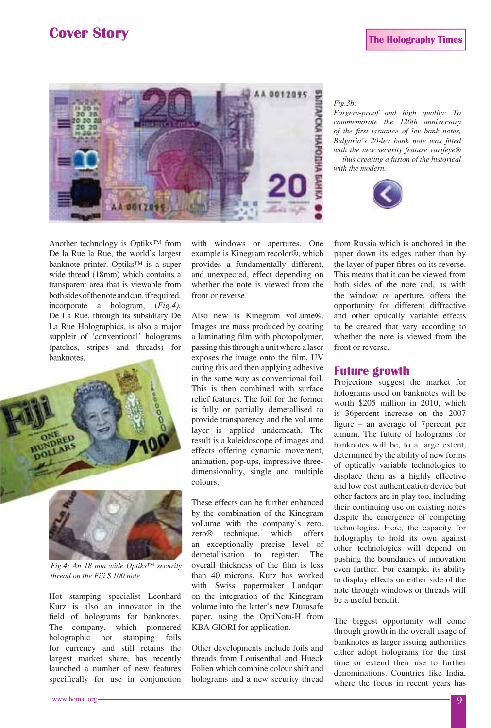*Fig.3b:*
*Forgery-proof and high quality: To commemorate the 120th anniversary of the first issuance of lev bank notes, Bulgaria's 20-lev bank note was fitted with the new security feature varifeye® — thus creating a fusion of the historical with the modern.*

Another technology is Optiks™ from De la Rue la Rue, the world's largest banknote printer. Optiks™ is a super wide thread (18mm) which contains a transparent area that is viewable from both sides of the note and can, if required, incorporate a hologram, (*Fig.4).* De La Rue, through its subsidiary De La Rue Holographics, is also a major suppleir of 'conventional' holograms (patches, stripes and threads) for banknotes.

*Fig.4: An 18 mm wide Optiks™ security thread on the Fiji $ 100 note*

Hot stamping specialist Leonhard Kurz is also an innovator in the field of holograms for banknotes. The company, which pionnered holographic hot stamping foils for currency and still retains the largest market share, has recently launched a number of new features specifically for use in conjunction with windows or apertures. One example is Kinegram recolor®, which provides a fundamentally different, and unexpected, effect depending on whether the note is viewed from the front or reverse.

Also new is Kinegram voLume®. Images are mass produced by coating a laminating film with photopolymer, passing this through a unit where a laser exposes the image onto the film, UV curing this and then applying adhesive in the same way as conventional foil. This is then combined with surface relief features. The foil for the former is fully or partially demetallised to provide transparency and the voLume layer is applied underneath. The result is a kaleidoscope of images and effects offering dynamic movement, animation, pop-ups, impressive three-dimensionality, single and multiple colours.

These effects can be further enhanced by the combination of the Kinegram voLume with the company's zero. zero® technique, which offers an exceptionally precise level of demetallisation to register. The overall thickness of the film is less than 40 microns. Kurz has worked with Swiss papermaker Landqart on the integration of the Kinegram volume into the latter's new Durasafe paper, using the OptiNota-H from KBA GIORI for application.

Other developments include foils and threads from Louisenthal and Hueck Folien which combine colour shift and holograms and a new security thread from Russia which is anchored in the paper down its edges rather than by the layer of paper fibres on its reverse. This means that it can be viewed from both sides of the note and, as with the window or aperture, offers the opportunity for different diffractive and other optically variable effects to be created that vary according to whether the note is viewed from the front or reverse.

## Future growth

Projections suggest the market for holograms used on banknotes will be worth $205 million in 2010, which is 36percent increase on the 2007 figure – an average of 7percent per annum. The future of holograms for banknotes will be, to a large extent, determined by the ability of new forms of optically variable technologies to displace them as a highly effective and low cost authentication device but other factors are in play too, including their continuing use on existing notes despite the emergence of competing technologies. Here, the capacity for holography to hold its own against other technologies will depend on pushing the boundaries of innovation even further. For example, its ability to display effects on either side of the note through windows or threads will be a useful benefit.

The biggest opportunity will come through growth in the overall usage of banknotes as larger issuing authorities either adopt holograms for the first time or extend their use to further denominations. Countries like India, where the focus in recent years has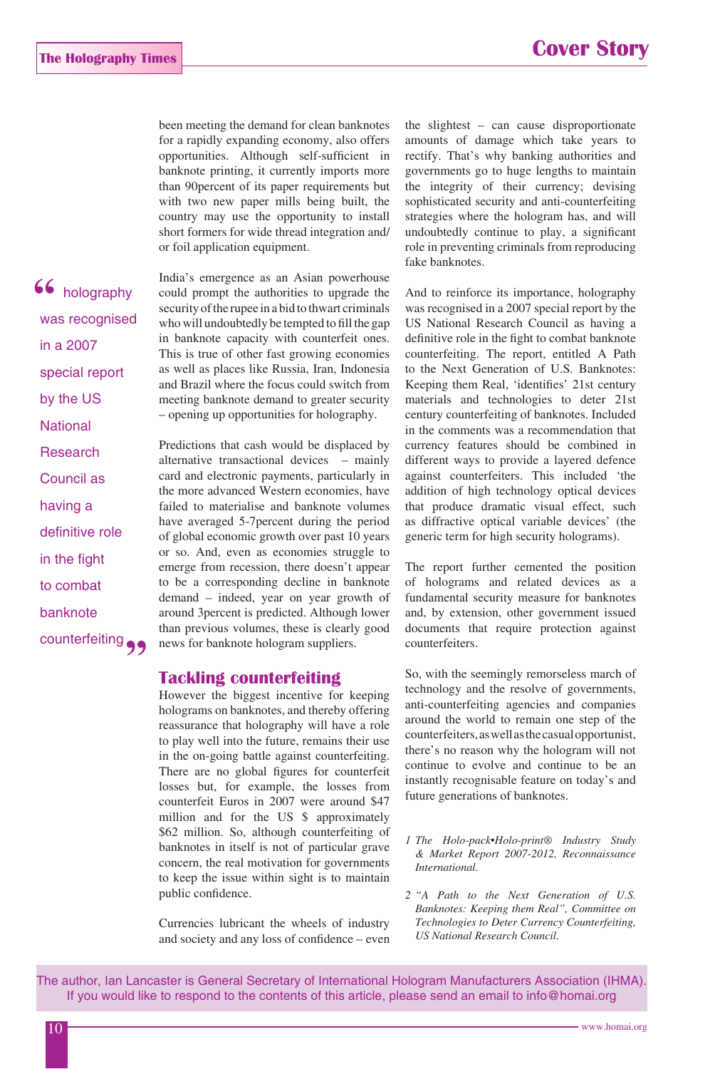been meeting the demand for clean banknotes for a rapidly expanding economy, also offers opportunities. Although self-sufficient in banknote printing, it currently imports more than 90percent of its paper requirements but with two new paper mills being built, the country may use the opportunity to install short formers for wide thread integration and/or foil application equipment.

India's emergence as an Asian powerhouse could prompt the authorities to upgrade the security of the rupee in a bid to thwart criminals who will undoubtedly be tempted to fill the gap in banknote capacity with counterfeit ones. This is true of other fast growing economies as well as places like Russia, Iran, Indonesia and Brazil where the focus could switch from meeting banknote demand to greater security – opening up opportunities for holography.

> "holography was recognised in a 2007 special report by the US National Research Council as having a definitive role in the fight to combat banknote counterfeiting"

Predictions that cash would be displaced by alternative transactional devices – mainly card and electronic payments, particularly in the more advanced Western economies, have failed to materialise and banknote volumes have averaged 5-7percent during the period of global economic growth over past 10 years or so. And, even as economies struggle to emerge from recession, there doesn't appear to be a corresponding decline in banknote demand – indeed, year on year growth of around 3percent is predicted. Although lower than previous volumes, these is clearly good news for banknote hologram suppliers.

## Tackling counterfeiting

However the biggest incentive for keeping holograms on banknotes, and thereby offering reassurance that holography will have a role to play well into the future, remains their use in the on-going battle against counterfeiting. There are no global figures for counterfeit losses but, for example, the losses from counterfeit Euros in 2007 were around $47 million and for the US $ approximately $62 million. So, although counterfeiting of banknotes in itself is not of particular grave concern, the real motivation for governments to keep the issue within sight is to maintain public confidence.

Currencies lubricant the wheels of industry and society and any loss of confidence – even the slightest – can cause disproportionate amounts of damage which take years to rectify. That's why banking authorities and governments go to huge lengths to maintain the integrity of their currency; devising sophisticated security and anti-counterfeiting strategies where the hologram has, and will undoubtedly continue to play, a significant role in preventing criminals from reproducing fake banknotes.

And to reinforce its importance, holography was recognised in a 2007 special report by the US National Research Council as having a definitive role in the fight to combat banknote counterfeiting. The report, entitled A Path to the Next Generation of U.S. Banknotes: Keeping them Real, 'identifies' 21st century materials and technologies to deter 21st century counterfeiting of banknotes. Included in the comments was a recommendation that currency features should be combined in different ways to provide a layered defence against counterfeiters. This included 'the addition of high technology optical devices that produce dramatic visual effect, such as diffractive optical variable devices' (the generic term for high security holograms).

The report further cemented the position of holograms and related devices as a fundamental security measure for banknotes and, by extension, other government issued documents that require protection against counterfeiters.

So, with the seemingly remorseless march of technology and the resolve of governments, anti-counterfeiting agencies and companies around the world to remain one step of the counterfeiters, as well as the casual opportunist, there's no reason why the hologram will not continue to evolve and continue to be an instantly recognisable feature on today's and future generations of banknotes.

*1 The Holo-pack•Holo-print® Industry Study & Market Report 2007-2012, Reconnaissance International.*

*2 "A Path to the Next Generation of U.S. Banknotes: Keeping them Real", Committee on Technologies to Deter Currency Counterfeiting, US National Research Council.*

The author, Ian Lancaster is General Secretary of International Hologram Manufacturers Association (IHMA). If you would like to respond to the contents of this article, please send an email to info@homai.org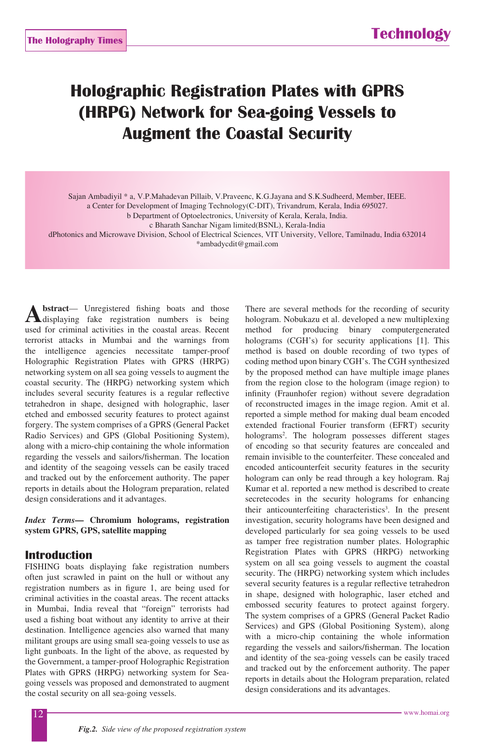# Holographic Registration Plates with GPRS (HRPG) Network for Sea-going Vessels to Augment the Coastal Security

Sajan Ambadiyil * a, V.P.Mahadevan Pillaib, V.Praveenc, K.G.Jayana and S.K.Sudheerd, Member, IEEE.
a Center for Development of Imaging Technology(C-DIT), Trivandrum, Kerala, India 695027.
b Department of Optoelectronics, University of Kerala, Kerala, India.
c Bharath Sanchar Nigam limited(BSNL), Kerala-India
dPhotonics and Microwave Division, School of Electrical Sciences, VIT University, Vellore, Tamilnadu, India 632014
*ambadycdit@gmail.com

**Abstract**— Unregistered fishing boats and those displaying fake registration numbers is being used for criminal activities in the coastal areas. Recent terrorist attacks in Mumbai and the warnings from the intelligence agencies necessitate tamper-proof Holographic Registration Plates with GPRS (HRPG) networking system on all sea going vessels to augment the coastal security. The (HRPG) networking system which includes several security features is a regular reflective tetrahedron in shape, designed with holographic, laser etched and embossed security features to protect against forgery. The system comprises of a GPRS (General Packet Radio Services) and GPS (Global Positioning System), along with a micro-chip containing the whole information regarding the vessels and sailors/fisherman. The location and identity of the seagoing vessels can be easily traced and tracked out by the enforcement authority. The paper reports in details about the Hologram preparation, related design considerations and it advantages.

***Index Terms*— Chromium holograms, registration system GPRS, GPS, satellite mapping**

## Introduction

FISHING boats displaying fake registration numbers often just scrawled in paint on the hull or without any registration numbers as in figure 1, are being used for criminal activities in the coastal areas. The recent attacks in Mumbai, India reveal that "foreign" terrorists had used a fishing boat without any identity to arrive at their destination. Intelligence agencies also warned that many militant groups are using small sea-going vessels to use as light gunboats. In the light of the above, as requested by the Government, a tamper-proof Holographic Registration Plates with GPRS (HRPG) networking system for Sea-going vessels was proposed and demonstrated to augment the costal security on all sea-going vessels.

There are several methods for the recording of security hologram. Nobukazu et al. developed a new multiplexing method for producing binary computergenerated holograms (CGH's) for security applications [1]. This method is based on double recording of two types of coding method upon binary CGH's. The CGH synthesized by the proposed method can have multiple image planes from the region close to the hologram (image region) to infinity (Fraunhofer region) without severe degradation of reconstructed images in the image region. Amit et al. reported a simple method for making dual beam encoded extended fractional Fourier transform (EFRT) security holograms[2]. The hologram possesses different stages of encoding so that security features are concealed and remain invisible to the counterfeiter. These concealed and encoded anticounterfeit security features in the security hologram can only be read through a key hologram. Raj Kumar et al. reported a new method is described to create secretecodes in the security holograms for enhancing their anticounterfeiting characteristics[3]. In the present investigation, security holograms have been designed and developed particularly for sea going vessels to be used as tamper free registration number plates. Holographic Registration Plates with GPRS (HRPG) networking system on all sea going vessels to augment the coastal security. The (HRPG) networking system which includes several security features is a regular reflective tetrahedron in shape, designed with holographic, laser etched and embossed security features to protect against forgery. The system comprises of a GPRS (General Packet Radio Services) and GPS (Global Positioning System), along with a micro-chip containing the whole information regarding the vessels and sailors/fisherman. The location and identity of the sea-going vessels can be easily traced and tracked out by the enforcement authority. The paper reports in details about the Hologram preparation, related design considerations and its advantages.

***Fig.2.*** *Side view of the proposed registration system*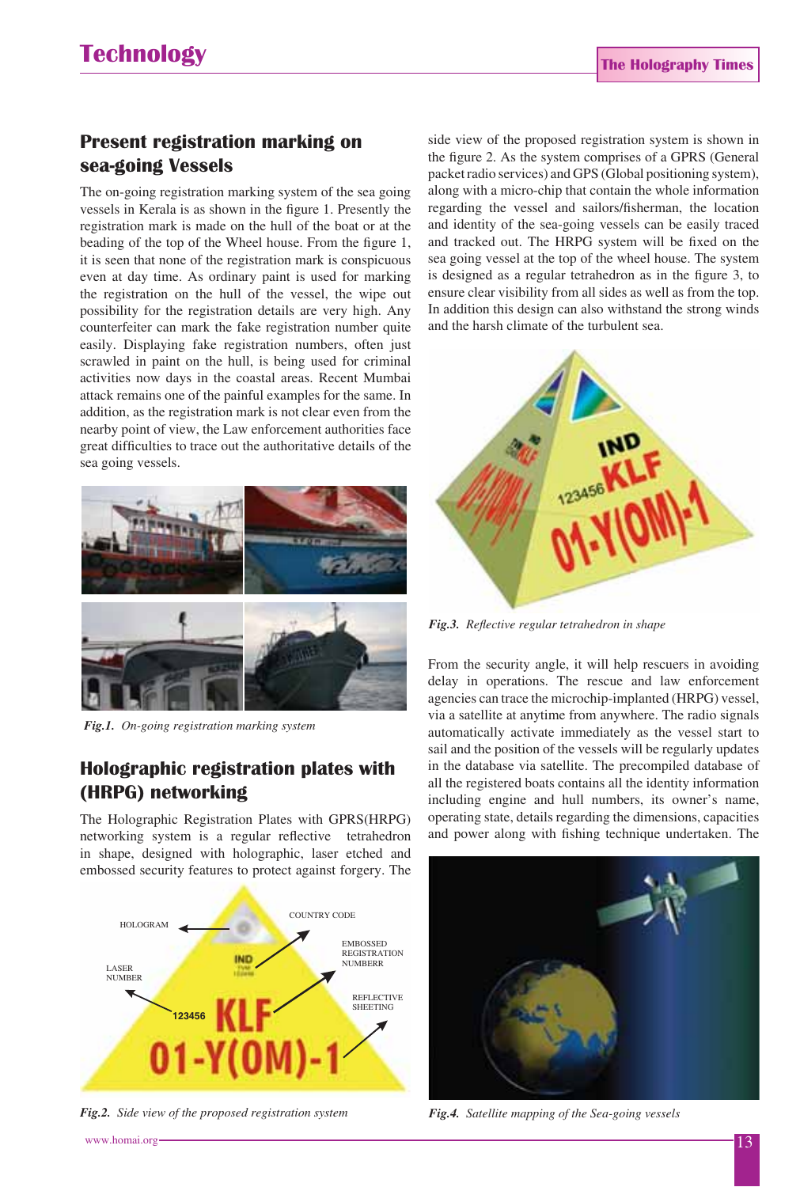## Present registration marking on sea-going Vessels

The on-going registration marking system of the sea going vessels in Kerala is as shown in the figure 1. Presently the registration mark is made on the hull of the boat or at the beading of the top of the Wheel house. From the figure 1, it is seen that none of the registration mark is conspicuous even at day time. As ordinary paint is used for marking the registration on the hull of the vessel, the wipe out possibility for the registration details are very high. Any counterfeiter can mark the fake registration number quite easily. Displaying fake registration numbers, often just scrawled in paint on the hull, is being used for criminal activities now days in the coastal areas. Recent Mumbai attack remains one of the painful examples for the same. In addition, as the registration mark is not clear even from the nearby point of view, the Law enforcement authorities face great difficulties to trace out the authoritative details of the sea going vessels.

*Fig.1. On-going registration marking system*

## Holographic registration plates with (HRPG) networking

The Holographic Registration Plates with GPRS(HRPG) networking system is a regular reflective tetrahedron in shape, designed with holographic, laser etched and embossed security features to protect against forgery. The side view of the proposed registration system is shown in the figure 2. As the system comprises of a GPRS (General packet radio services) and GPS (Global positioning system), along with a micro-chip that contain the whole information regarding the vessel and sailors/fisherman, the location and identity of the sea-going vessels can be easily traced and tracked out. The HRPG system will be fixed on the sea going vessel at the top of the wheel house. The system is designed as a regular tetrahedron as in the figure 3, to ensure clear visibility from all sides as well as from the top. In addition this design can also withstand the strong winds and the harsh climate of the turbulent sea.

HOLOGRAM · COUNTRY CODE · EMBOSSED REGISTRATION NUMBERR · LASER NUMBER · REFLECTIVE SHEETING

IND · 123456 · KLF · 01-Y(OM)-1

*Fig.2. Side view of the proposed registration system*

*Fig.3. Reflective regular tetrahedron in shape*

From the security angle, it will help rescuers in avoiding delay in operations. The rescue and law enforcement agencies can trace the microchip-implanted (HRPG) vessel, via a satellite at anytime from anywhere. The radio signals automatically activate immediately as the vessel start to sail and the position of the vessels will be regularly updates in the database via satellite. The precompiled database of all the registered boats contains all the identity information including engine and hull numbers, its owner's name, operating state, details regarding the dimensions, capacities and power along with fishing technique undertaken. The

*Fig.4. Satellite mapping of the Sea-going vessels*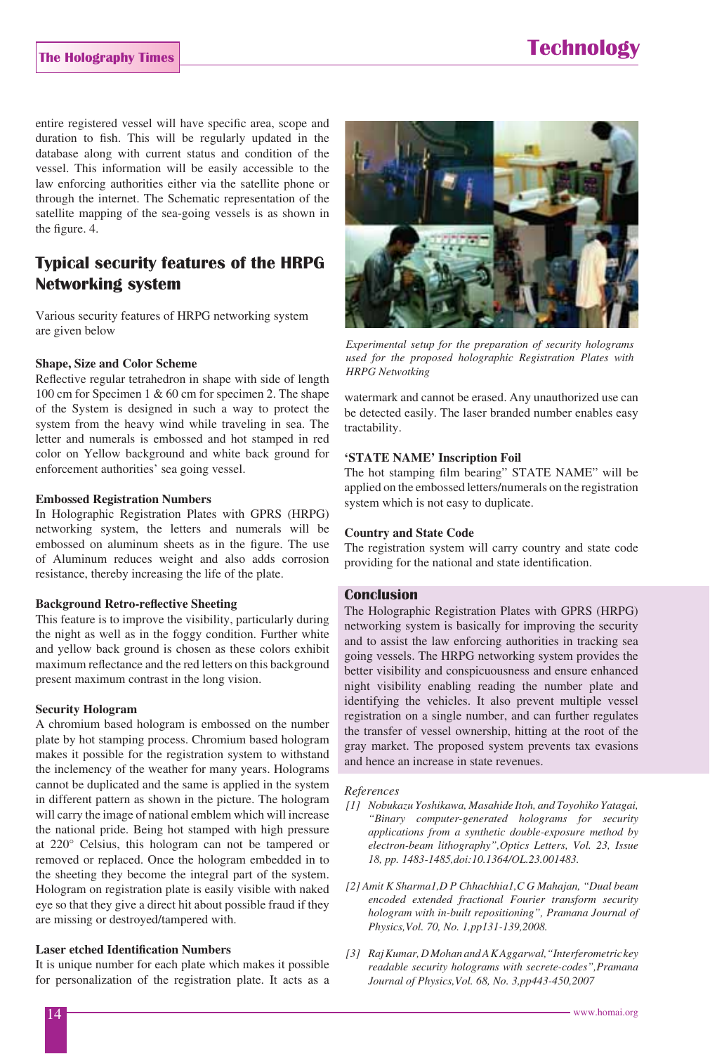entire registered vessel will have specific area, scope and duration to fish. This will be regularly updated in the database along with current status and condition of the vessel. This information will be easily accessible to the law enforcing authorities either via the satellite phone or through the internet. The Schematic representation of the satellite mapping of the sea-going vessels is as shown in the figure. 4.

## Typical security features of the HRPG Networking system

Various security features of HRPG networking system are given below

### Shape, Size and Color Scheme

Reflective regular tetrahedron in shape with side of length 100 cm for Specimen 1 & 60 cm for specimen 2. The shape of the System is designed in such a way to protect the system from the heavy wind while traveling in sea. The letter and numerals is embossed and hot stamped in red color on Yellow background and white back ground for enforcement authorities' sea going vessel.

### Embossed Registration Numbers

In Holographic Registration Plates with GPRS (HRPG) networking system, the letters and numerals will be embossed on aluminum sheets as in the figure. The use of Aluminum reduces weight and also adds corrosion resistance, thereby increasing the life of the plate.

### Background Retro-reflective Sheeting

This feature is to improve the visibility, particularly during the night as well as in the foggy condition. Further white and yellow back ground is chosen as these colors exhibit maximum reflectance and the red letters on this background present maximum contrast in the long vision.

### Security Hologram

A chromium based hologram is embossed on the number plate by hot stamping process. Chromium based hologram makes it possible for the registration system to withstand the inclemency of the weather for many years. Holograms cannot be duplicated and the same is applied in the system in different pattern as shown in the picture. The hologram will carry the image of national emblem which will increase the national pride. Being hot stamped with high pressure at 220° Celsius, this hologram can not be tampered or removed or replaced. Once the hologram embedded in to the sheeting they become the integral part of the system. Hologram on registration plate is easily visible with naked eye so that they give a direct hit about possible fraud if they are missing or destroyed/tampered with.

### Laser etched Identification Numbers

It is unique number for each plate which makes it possible for personalization of the registration plate. It acts as a watermark and cannot be erased. Any unauthorized use can be detected easily. The laser branded number enables easy tractability.

*Experimental setup for the preparation of security holograms used for the proposed holographic Registration Plates with HRPG Netwotking*

### 'STATE NAME' Inscription Foil

The hot stamping film bearing" STATE NAME" will be applied on the embossed letters/numerals on the registration system which is not easy to duplicate.

### Country and State Code

The registration system will carry country and state code providing for the national and state identification.

## Conclusion

The Holographic Registration Plates with GPRS (HRPG) networking system is basically for improving the security and to assist the law enforcing authorities in tracking sea going vessels. The HRPG networking system provides the better visibility and conspicuousness and ensure enhanced night visibility enabling reading the number plate and identifying the vehicles. It also prevent multiple vessel registration on a single number, and can further regulates the transfer of vessel ownership, hitting at the root of the gray market. The proposed system prevents tax evasions and hence an increase in state revenues.

*References*

[1] *Nobukazu Yoshikawa, Masahide Itoh, and Toyohiko Yatagai, "Binary computer-generated holograms for security applications from a synthetic double-exposure method by electron-beam lithography", Optics Letters, Vol. 23, Issue 18, pp. 1483-1485, doi:10.1364/OL.23.001483.*

[2] *Amit K Sharma1, D P Chhachhia1, C G Mahajan, "Dual beam encoded extended fractional Fourier transform security hologram with in-built repositioning", Pramana Journal of Physics, Vol. 70, No. 1, pp131-139, 2008.*

[3] *Raj Kumar, D Mohan and A K Aggarwal, "Interferometric key readable security holograms with secrete-codes", Pramana Journal of Physics, Vol. 68, No. 3, pp443-450, 2007*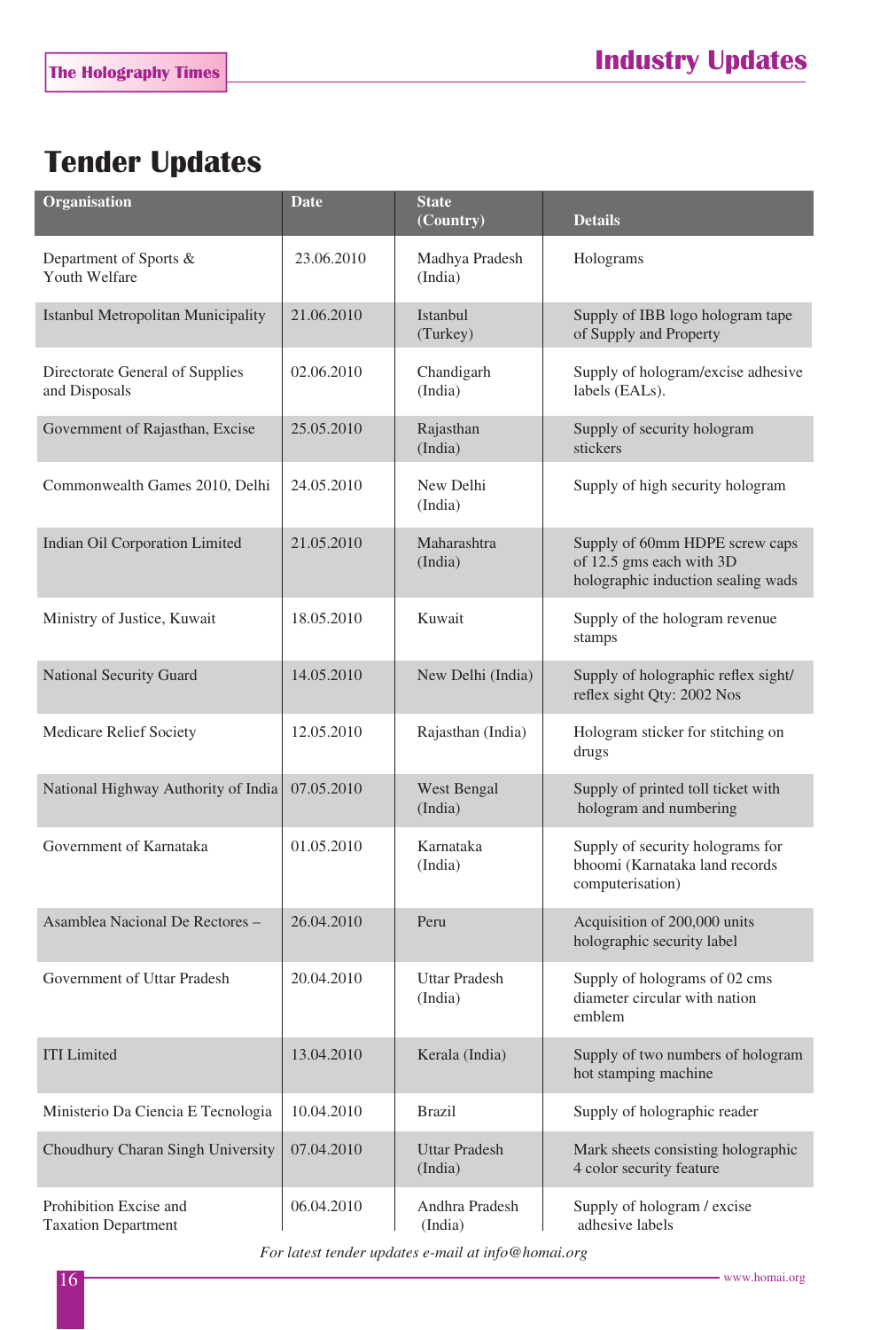# Tender Updates

| Organisation | Date | State (Country) | Details |
|---|---|---|---|
| Department of Sports & Youth Welfare | 23.06.2010 | Madhya Pradesh (India) | Holograms |
| Istanbul Metropolitan Municipality | 21.06.2010 | Istanbul (Turkey) | Supply of IBB logo hologram tape of Supply and Property |
| Directorate General of Supplies and Disposals | 02.06.2010 | Chandigarh (India) | Supply of hologram/excise adhesive labels (EALs). |
| Government of Rajasthan, Excise | 25.05.2010 | Rajasthan (India) | Supply of security hologram stickers |
| Commonwealth Games 2010, Delhi | 24.05.2010 | New Delhi (India) | Supply of high security hologram |
| Indian Oil Corporation Limited | 21.05.2010 | Maharashtra (India) | Supply of 60mm HDPE screw caps of 12.5 gms each with 3D holographic induction sealing wads |
| Ministry of Justice, Kuwait | 18.05.2010 | Kuwait | Supply of the hologram revenue stamps |
| National Security Guard | 14.05.2010 | New Delhi (India) | Supply of holographic reflex sight/ reflex sight Qty: 2002 Nos |
| Medicare Relief Society | 12.05.2010 | Rajasthan (India) | Hologram sticker for stitching on drugs |
| National Highway Authority of India | 07.05.2010 | West Bengal (India) | Supply of printed toll ticket with hologram and numbering |
| Government of Karnataka | 01.05.2010 | Karnataka (India) | Supply of security holograms for bhoomi (Karnataka land records computerisation) |
| Asamblea Nacional De Rectores – | 26.04.2010 | Peru | Acquisition of 200,000 units holographic security label |
| Government of Uttar Pradesh | 20.04.2010 | Uttar Pradesh (India) | Supply of holograms of 02 cms diameter circular with nation emblem |
| ITI Limited | 13.04.2010 | Kerala (India) | Supply of two numbers of hologram hot stamping machine |
| Ministerio Da Ciencia E Tecnologia | 10.04.2010 | Brazil | Supply of holographic reader |
| Choudhury Charan Singh University | 07.04.2010 | Uttar Pradesh (India) | Mark sheets consisting holographic 4 color security feature |
| Prohibition Excise and Taxation Department | 06.04.2010 | Andhra Pradesh (India) | Supply of hologram / excise adhesive labels |

*For latest tender updates e-mail at info@homai.org*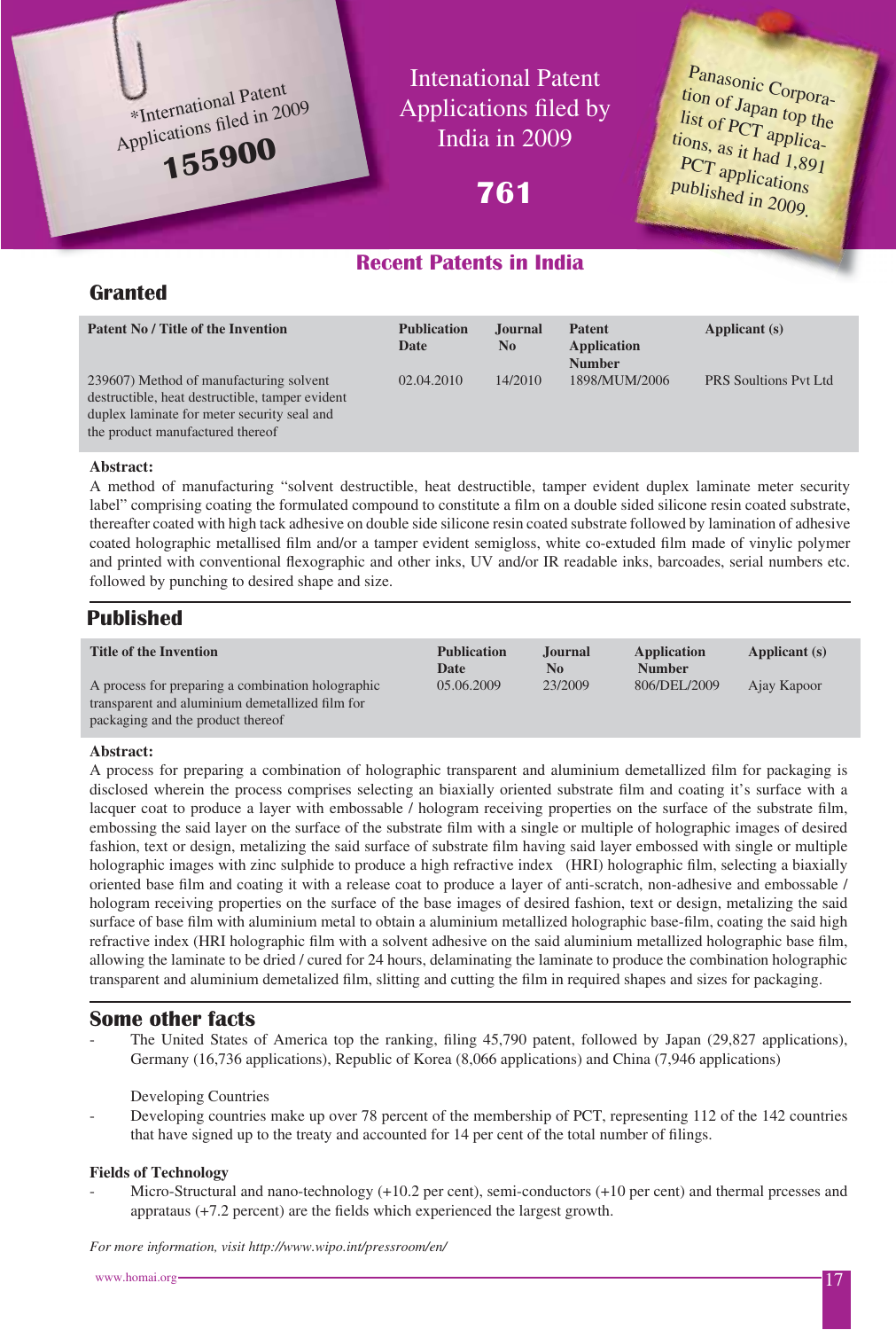*International Patent Applications filed in 2009

**155900**

Intenational Patent Applications filed by India in 2009

**761**

Panasonic Corporation of Japan top the list of PCT applications, as it had 1,891 PCT applications published in 2009.

## Recent Patents in India

### Granted

| Patent No / Title of the Invention | Publication Date | Journal No | Patent Application Number | Applicant (s) |
|---|---|---|---|---|
| 239607) Method of manufacturing solvent destructible, heat destructible, tamper evident duplex laminate for meter security seal and the product manufactured thereof | 02.04.2010 | 14/2010 | 1898/MUM/2006 | PRS Soultions Pvt Ltd |

**Abstract:**
A method of manufacturing "solvent destructible, heat destructible, tamper evident duplex laminate meter security label" comprising coating the formulated compound to constitute a film on a double sided silicone resin coated substrate, thereafter coated with high tack adhesive on double side silicone resin coated substrate followed by lamination of adhesive coated holographic metallised film and/or a tamper evident semigloss, white co-extuded film made of vinylic polymer and printed with conventional flexographic and other inks, UV and/or IR readable inks, barcoades, serial numbers etc. followed by punching to desired shape and size.

### Published

| Title of the Invention | Publication Date | Journal No | Application Number | Applicant (s) |
|---|---|---|---|---|
| A process for preparing a combination holographic transparent and aluminium demetallized film for packaging and the product thereof | 05.06.2009 | 23/2009 | 806/DEL/2009 | Ajay Kapoor |

**Abstract:**
A process for preparing a combination of holographic transparent and aluminium demetallized film for packaging is disclosed wherein the process comprises selecting an biaxially oriented substrate film and coating it's surface with a lacquer coat to produce a layer with embossable / hologram receiving properties on the surface of the substrate film, embossing the said layer on the surface of the substrate film with a single or multiple of holographic images of desired fashion, text or design, metalizing the said surface of substrate film having said layer embossed with single or multiple holographic images with zinc sulphide to produce a high refractive index (HRI) holographic film, selecting a biaxially oriented base film and coating it with a release coat to produce a layer of anti-scratch, non-adhesive and embossable / hologram receiving properties on the surface of the base images of desired fashion, text or design, metalizing the said surface of base film with aluminium metal to obtain a aluminium metallized holographic base-film, coating the said high refractive index (HRI holographic film with a solvent adhesive on the said aluminium metallized holographic base film, allowing the laminate to be dried / cured for 24 hours, delaminating the laminate to produce the combination holographic transparent and aluminium demetalized film, slitting and cutting the film in required shapes and sizes for packaging.

### Some other facts

- The United States of America top the ranking, filing 45,790 patent, followed by Japan (29,827 applications), Germany (16,736 applications), Republic of Korea (8,066 applications) and China (7,946 applications)

  Developing Countries

- Developing countries make up over 78 percent of the membership of PCT, representing 112 of the 142 countries that have signed up to the treaty and accounted for 14 per cent of the total number of filings.

**Fields of Technology**

- Micro-Structural and nano-technology (+10.2 per cent), semi-conductors (+10 per cent) and thermal prcesses and appratus (+7.2 percent) are the fields which experienced the largest growth.

*For more information, visit http://www.wipo.int/pressroom/en/*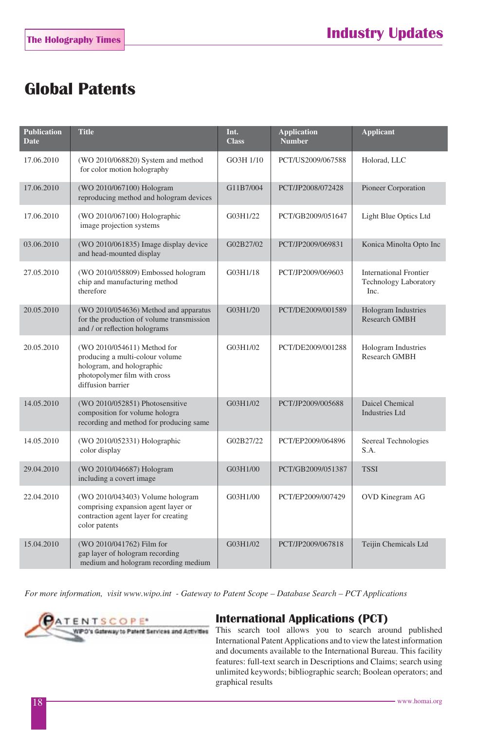# Global Patents

| Publication Date | Title | Int. Class | Application Number | Applicant |
|---|---|---|---|---|
| 17.06.2010 | (WO 2010/068820) System and method for color motion holography | GO3H 1/10 | PCT/US2009/067588 | Holorad, LLC |
| 17.06.2010 | (WO 2010/067100) Hologram reproducing method and hologram devices | G11B7/004 | PCT/JP2008/072428 | Pioneer Corporation |
| 17.06.2010 | (WO 2010/067100) Holographic image projection systems | G03H1/22 | PCT/GB2009/051647 | Light Blue Optics Ltd |
| 03.06.2010 | (WO 2010/061835) Image display device and head-mounted display | G02B27/02 | PCT/JP2009/069831 | Konica Minolta Opto Inc |
| 27.05.2010 | (WO 2010/058809) Embossed hologram chip and manufacturing method therefore | G03H1/18 | PCT/JP2009/069603 | International Frontier Technology Laboratory Inc. |
| 20.05.2010 | (WO 2010/054636) Method and apparatus for the production of volume transmission and / or reflection holograms | G03H1/20 | PCT/DE2009/001589 | Hologram Industries Research GMBH |
| 20.05.2010 | (WO 2010/054611) Method for producing a multi-colour volume hologram, and holographic photopolymer film with cross diffusion barrier | G03H1/02 | PCT/DE2009/001288 | Hologram Industries Research GMBH |
| 14.05.2010 | (WO 2010/052851) Photosensitive composition for volume hologra recording and method for producing same | G03H1/02 | PCT/JP2009/005688 | Daicel Chemical Industries Ltd |
| 14.05.2010 | (WO 2010/052331) Holographic color display | G02B27/22 | PCT/EP2009/064896 | Seereal Technologies S.A. |
| 29.04.2010 | (WO 2010/046687) Hologram including a covert image | G03H1/00 | PCT/GB2009/051387 | TSSI |
| 22.04.2010 | (WO 2010/043403) Volume hologram comprising expansion agent layer or contraction agent layer for creating color patents | G03H1/00 | PCT/EP2009/007429 | OVD Kinegram AG |
| 15.04.2010 | (WO 2010/041762) Film for gap layer of hologram recording medium and hologram recording medium | G03H1/02 | PCT/JP2009/067818 | Teijin Chemicals Ltd |

*For more information, visit www.wipo.int - Gateway to Patent Scope – Database Search – PCT Applications*

PATENTSCOPE® WIPO's Gateway to Patent Services and Activities

## International Applications (PCT)

This search tool allows you to search around published International Patent Applications and to view the latest information and documents available to the International Bureau. This facility features: full-text search in Descriptions and Claims; search using unlimited keywords; bibliographic search; Boolean operators; and graphical results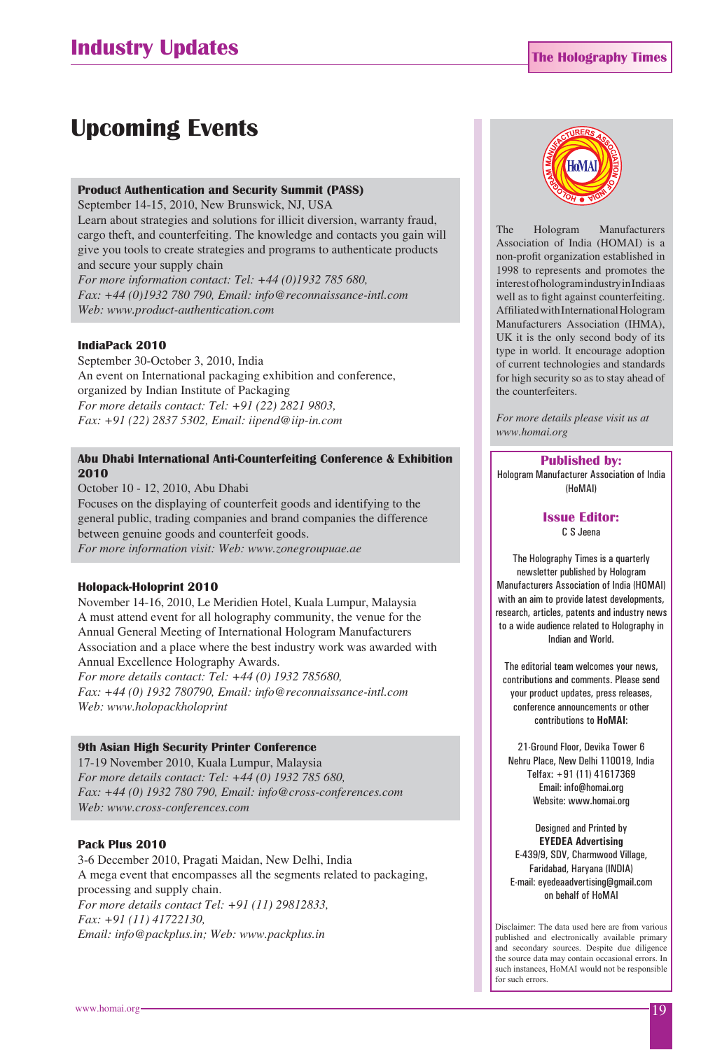# Upcoming Events

**Product Authentication and Security Summit (PASS)**
September 14-15, 2010, New Brunswick, NJ, USA
Learn about strategies and solutions for illicit diversion, warranty fraud, cargo theft, and counterfeiting. The knowledge and contacts you gain will give you tools to create strategies and programs to authenticate products and secure your supply chain
*For more information contact: Tel: +44 (0)1932 785 680, Fax: +44 (0)1932 780 790, Email: info@reconnaissance-intl.com Web: www.product-authentication.com*

**IndiaPack 2010**
September 30-October 3, 2010, India
An event on International packaging exhibition and conference, organized by Indian Institute of Packaging
*For more details contact: Tel: +91 (22) 2821 9803, Fax: +91 (22) 2837 5302, Email: iipend@iip-in.com*

**Abu Dhabi International Anti-Counterfeiting Conference & Exhibition 2010**
October 10 - 12, 2010, Abu Dhabi
Focuses on the displaying of counterfeit goods and identifying to the general public, trading companies and brand companies the difference between genuine goods and counterfeit goods.
*For more information visit: Web: www.zonegroupuae.ae*

**Holopack-Holoprint 2010**
November 14-16, 2010, Le Meridien Hotel, Kuala Lumpur, Malaysia
A must attend event for all holography community, the venue for the Annual General Meeting of International Hologram Manufacturers Association and a place where the best industry work was awarded with Annual Excellence Holography Awards.
*For more details contact: Tel: +44 (0) 1932 785680, Fax: +44 (0) 1932 780790, Email: info@reconnaissance-intl.com Web: www.holopackholoprint*

**9th Asian High Security Printer Conference**
17-19 November 2010, Kuala Lumpur, Malaysia
*For more details contact: Tel: +44 (0) 1932 785 680, Fax: +44 (0) 1932 780 790, Email: info@cross-conferences.com Web: www.cross-conferences.com*

**Pack Plus 2010**
3-6 December 2010, Pragati Maidan, New Delhi, India
A mega event that encompasses all the segments related to packaging, processing and supply chain.
*For more details contact Tel: +91 (11) 29812833, Fax: +91 (11) 41722130, Email: info@packplus.in; Web: www.packplus.in*

---

The Hologram Manufacturers Association of India (HOMAI) is a non-profit organization established in 1998 to represents and promotes the interest of hologram industry in India as well as to fight against counterfeiting. Affiliated with International Hologram Manufacturers Association (IHMA), UK it is the only second body of its type in world. It encourage adoption of current technologies and standards for high security so as to stay ahead of the counterfeiters.

*For more details please visit us at www.homai.org*

**Published by:**
Hologram Manufacturer Association of India (HoMAI)

**Issue Editor:**
C S Jeena

The Holography Times is a quarterly newsletter published by Hologram Manufacturers Association of India (HOMAI) with an aim to provide latest developments, research, articles, patents and industry news to a wide audience related to Holography in Indian and World.

The editorial team welcomes your news, contributions and comments. Please send your product updates, press releases, conference announcements or other contributions to **HoMAI:**

21-Ground Floor, Devika Tower 6
Nehru Place, New Delhi 110019, India
Telfax: +91 (11) 41617369
Email: info@homai.org
Website: www.homai.org

Designed and Printed by
**EYEDEA Advertising**
E-439/9, SDV, Charmwood Village,
Faridabad, Haryana (INDIA)
E-mail: eyedeaadvertising@gmail.com
on behalf of HoMAI

Disclaimer: The data used here are from various published and electronically available primary and secondary sources. Despite due diligence the source data may contain occasional errors. In such instances, HoMAI would not be responsible for such errors.